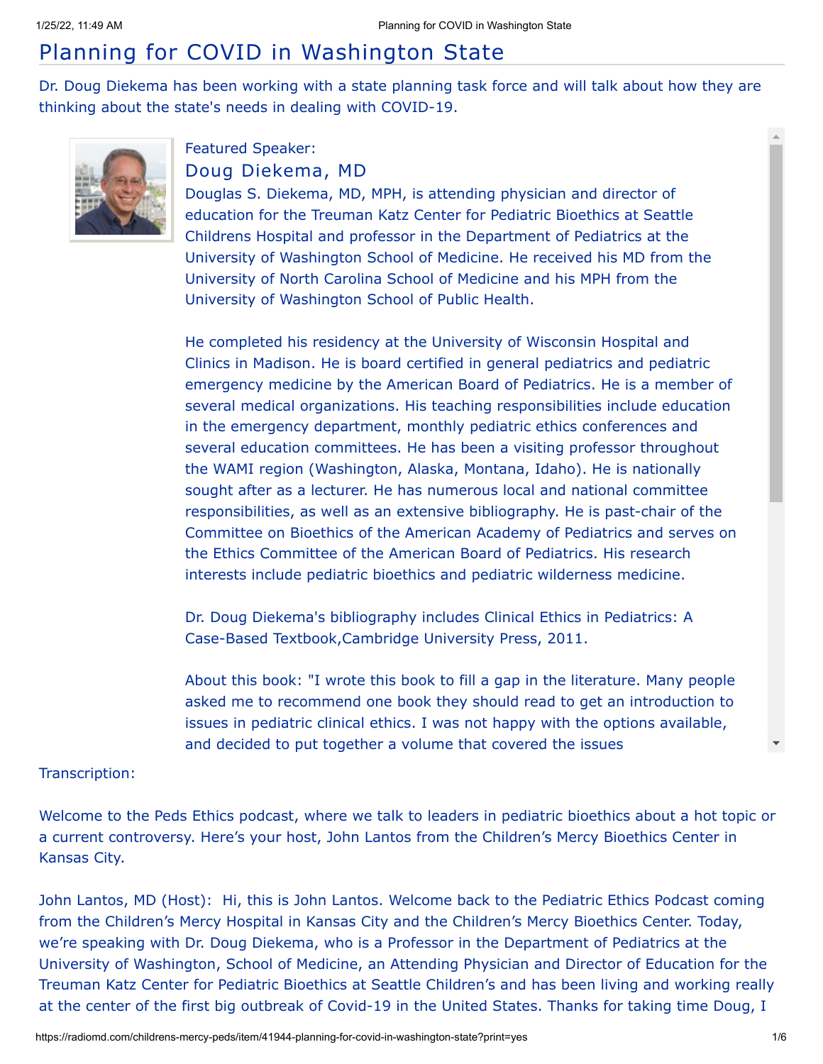# Planning for COVID in Washington State

Dr. Doug Diekema has been working with a state planning task force and will talk about how they are thinking about the state's needs in dealing with COVID-19.

Featured Speaker:

## Doug Diekema, MD

Douglas S. Diekema, MD, MPH, is attending physician and director of education for the Treuman Katz Center for Pediatric Bioethics at Seattle Childrens Hospital and professor in the Department of Pediatrics at the University of Washington School of Medicine. He received his MD from the University of North Carolina School of Medicine and his MPH from the University of Washington School of Public Health.

He completed his residency at the University of Wisconsin Hospital and Clinics in Madison. He is board certified in general pediatrics and pediatric emergency medicine by the American Board of Pediatrics. He is a member of several medical organizations. His teaching responsibilities include education in the emergency department, monthly pediatric ethics conferences and several education committees. He has been a visiting professor throughout the WAMI region (Washington, Alaska, Montana, Idaho). He is nationally sought after as a lecturer. He has numerous local and national committee responsibilities, as well as an extensive bibliography. He is past-chair of the Committee on Bioethics of the American Academy of Pediatrics and serves on the Ethics Committee of the American Board of Pediatrics. His research interests include pediatric bioethics and pediatric wilderness medicine.

Dr. Doug Diekema's bibliography includes Clinical Ethics in Pediatrics: A Case-Based Textbook,Cambridge University Press, 2011.

About this book: "I wrote this book to fill a gap in the literature. Many people asked me to recommend one book they should read to get an introduction to issues in pediatric clinical ethics. I was not happy with the options available, and decided to put together a volume that covered the issues

Transcription:

Welcome to the Peds Ethics podcast, where we talk to leaders in pediatric bioethics about a hot topic or a current controversy. Here's your host, John Lantos from the Children's Mercy Bioethics Center in Kansas City.

John Lantos, MD (Host): Hi, this is John Lantos. Welcome back to the Pediatric Ethics Podcast coming from the Children's Mercy Hospital in Kansas City and the Children's Mercy Bioethics Center. Today, we're speaking with Dr. Doug Diekema, who is a Professor in the Department of Pediatrics at the University of Washington, School of Medicine, an Attending Physician and Director of Education for the Treuman Katz Center for Pediatric Bioethics at Seattle Children's and has been living and working really at the center of the first big outbreak of Covid-19 in the United States. Thanks for taking time Doug, I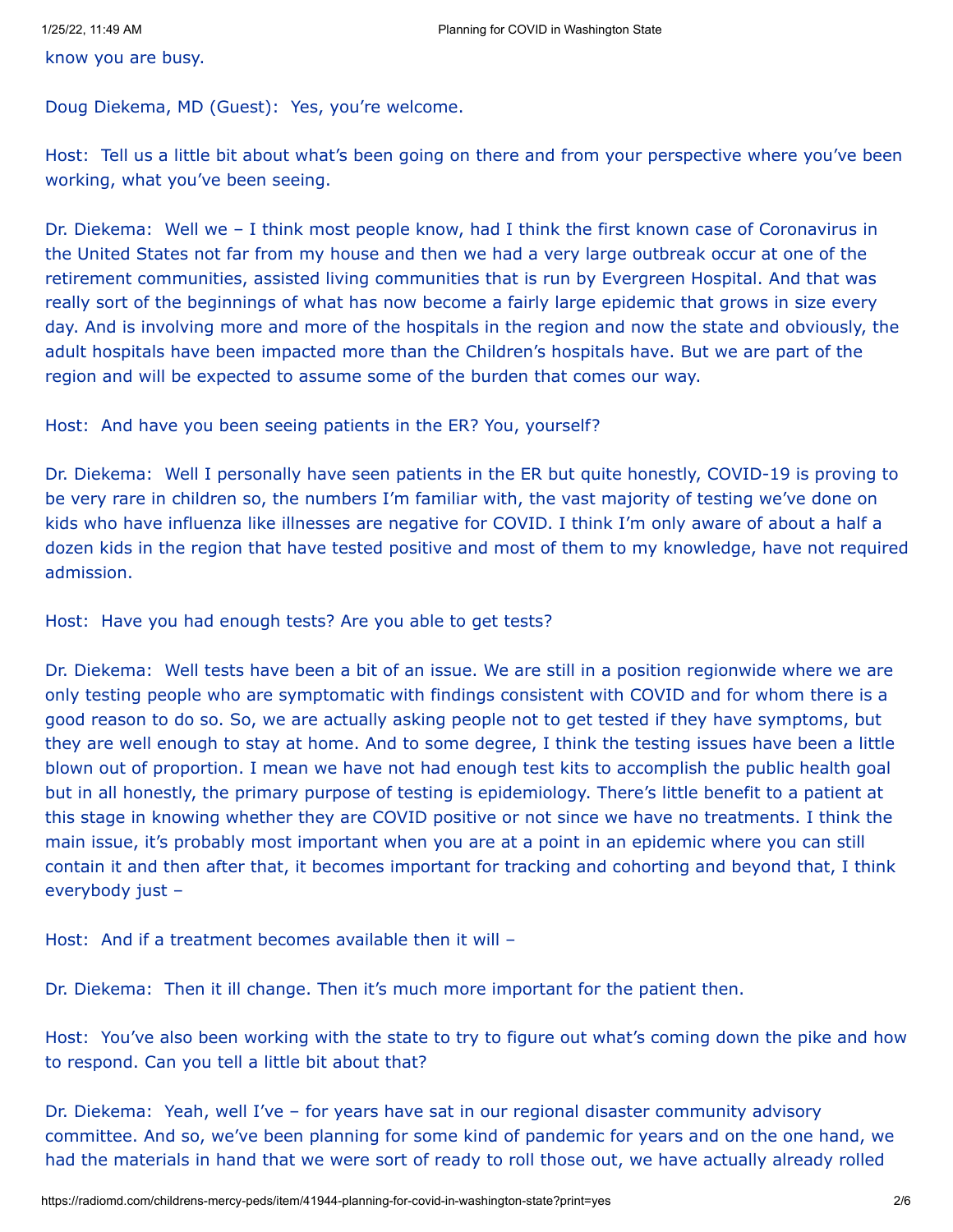know you are busy.

Doug Diekema, MD (Guest): Yes, you're welcome.

Host: Tell us a little bit about what's been going on there and from your perspective where you've been working, what you've been seeing.

Dr. Diekema: Well we – I think most people know, had I think the first known case of Coronavirus in the United States not far from my house and then we had a very large outbreak occur at one of the retirement communities, assisted living communities that is run by Evergreen Hospital. And that was really sort of the beginnings of what has now become a fairly large epidemic that grows in size every day. And is involving more and more of the hospitals in the region and now the state and obviously, the adult hospitals have been impacted more than the Children's hospitals have. But we are part of the region and will be expected to assume some of the burden that comes our way.

Host: And have you been seeing patients in the ER? You, yourself?

Dr. Diekema: Well I personally have seen patients in the ER but quite honestly, COVID-19 is proving to be very rare in children so, the numbers I'm familiar with, the vast majority of testing we've done on kids who have influenza like illnesses are negative for COVID. I think I'm only aware of about a half a dozen kids in the region that have tested positive and most of them to my knowledge, have not required admission.

Host: Have you had enough tests? Are you able to get tests?

Dr. Diekema: Well tests have been a bit of an issue. We are still in a position regionwide where we are only testing people who are symptomatic with findings consistent with COVID and for whom there is a good reason to do so. So, we are actually asking people not to get tested if they have symptoms, but they are well enough to stay at home. And to some degree, I think the testing issues have been a little blown out of proportion. I mean we have not had enough test kits to accomplish the public health goal but in all honestly, the primary purpose of testing is epidemiology. There's little benefit to a patient at this stage in knowing whether they are COVID positive or not since we have no treatments. I think the main issue, it's probably most important when you are at a point in an epidemic where you can still contain it and then after that, it becomes important for tracking and cohorting and beyond that, I think everybody just –

Host: And if a treatment becomes available then it will –

Dr. Diekema: Then it ill change. Then it's much more important for the patient then.

Host: You've also been working with the state to try to figure out what's coming down the pike and how to respond. Can you tell a little bit about that?

Dr. Diekema: Yeah, well I've – for years have sat in our regional disaster community advisory committee. And so, we've been planning for some kind of pandemic for years and on the one hand, we had the materials in hand that we were sort of ready to roll those out, we have actually already rolled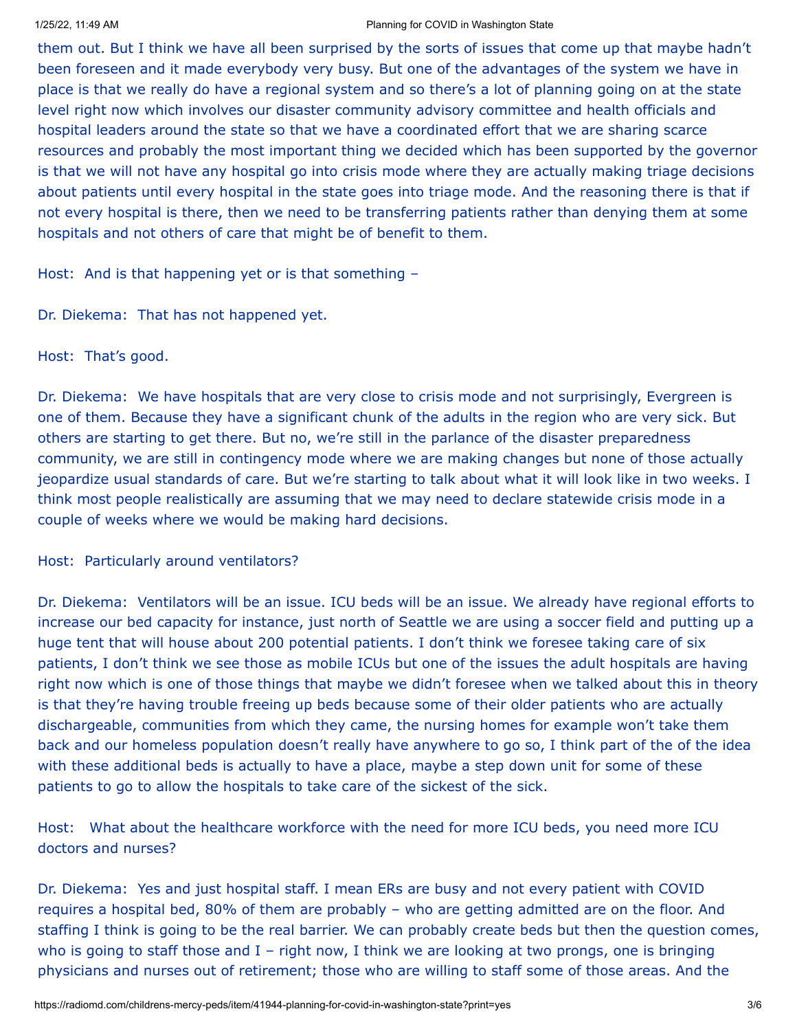them out. But I think we have all been surprised by the sorts of issues that come up that maybe hadn't been foreseen and it made everybody very busy. But one of the advantages of the system we have in place is that we really do have a regional system and so there's a lot of planning going on at the state level right now which involves our disaster community advisory committee and health officials and hospital leaders around the state so that we have a coordinated effort that we are sharing scarce resources and probably the most important thing we decided which has been supported by the governor is that we will not have any hospital go into crisis mode where they are actually making triage decisions about patients until every hospital in the state goes into triage mode. And the reasoning there is that if not every hospital is there, then we need to be transferring patients rather than denying them at some hospitals and not others of care that might be of benefit to them.

Host: And is that happening yet or is that something –

Dr. Diekema: That has not happened yet.

Host: That's good.

Dr. Diekema: We have hospitals that are very close to crisis mode and not surprisingly, Evergreen is one of them. Because they have a significant chunk of the adults in the region who are very sick. But others are starting to get there. But no, we're still in the parlance of the disaster preparedness community, we are still in contingency mode where we are making changes but none of those actually jeopardize usual standards of care. But we're starting to talk about what it will look like in two weeks. I think most people realistically are assuming that we may need to declare statewide crisis mode in a couple of weeks where we would be making hard decisions.

Host: Particularly around ventilators?

Dr. Diekema: Ventilators will be an issue. ICU beds will be an issue. We already have regional efforts to increase our bed capacity for instance, just north of Seattle we are using a soccer field and putting up a huge tent that will house about 200 potential patients. I don't think we foresee taking care of six patients, I don't think we see those as mobile ICUs but one of the issues the adult hospitals are having right now which is one of those things that maybe we didn't foresee when we talked about this in theory is that they're having trouble freeing up beds because some of their older patients who are actually dischargeable, communities from which they came, the nursing homes for example won't take them back and our homeless population doesn't really have anywhere to go so, I think part of the of the idea with these additional beds is actually to have a place, maybe a step down unit for some of these patients to go to allow the hospitals to take care of the sickest of the sick.

Host: What about the healthcare workforce with the need for more ICU beds, you need more ICU doctors and nurses?

Dr. Diekema: Yes and just hospital staff. I mean ERs are busy and not every patient with COVID requires a hospital bed, 80% of them are probably – who are getting admitted are on the floor. And staffing I think is going to be the real barrier. We can probably create beds but then the question comes, who is going to staff those and I – right now, I think we are looking at two prongs, one is bringing physicians and nurses out of retirement; those who are willing to staff some of those areas. And the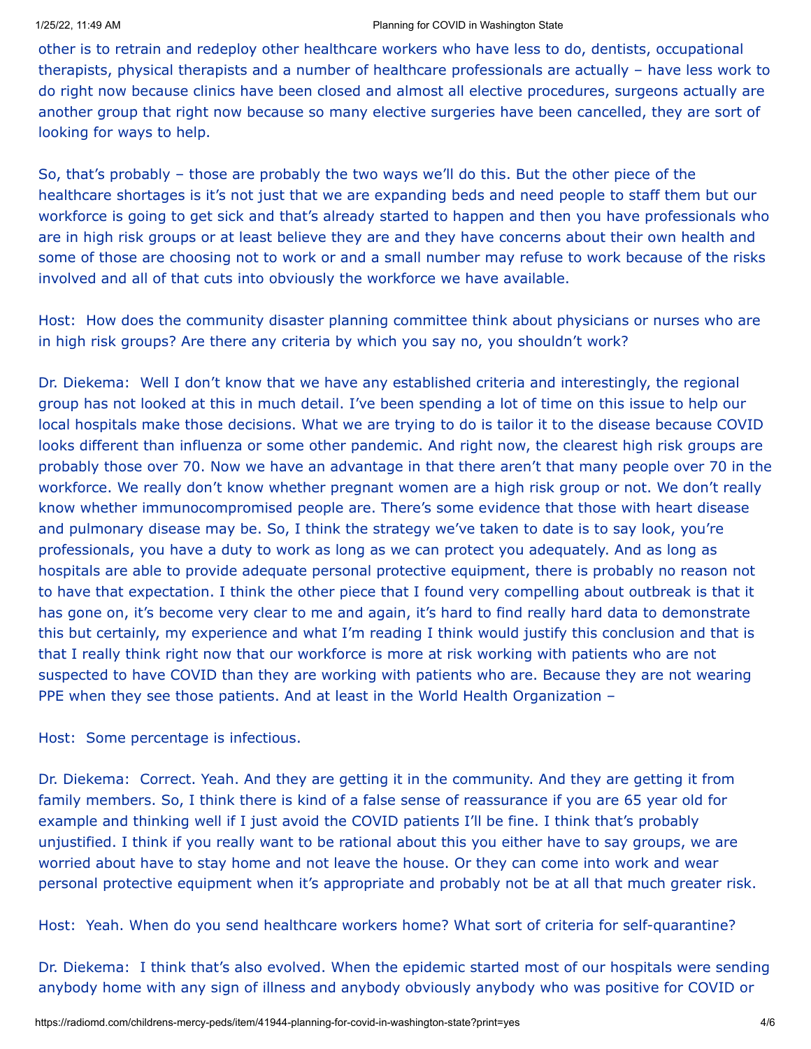other is to retrain and redeploy other healthcare workers who have less to do, dentists, occupational therapists, physical therapists and a number of healthcare professionals are actually – have less work to do right now because clinics have been closed and almost all elective procedures, surgeons actually are another group that right now because so many elective surgeries have been cancelled, they are sort of looking for ways to help.

So, that's probably – those are probably the two ways we'll do this. But the other piece of the healthcare shortages is it's not just that we are expanding beds and need people to staff them but our workforce is going to get sick and that's already started to happen and then you have professionals who are in high risk groups or at least believe they are and they have concerns about their own health and some of those are choosing not to work or and a small number may refuse to work because of the risks involved and all of that cuts into obviously the workforce we have available.

Host: How does the community disaster planning committee think about physicians or nurses who are in high risk groups? Are there any criteria by which you say no, you shouldn't work?

Dr. Diekema: Well I don't know that we have any established criteria and interestingly, the regional group has not looked at this in much detail. I've been spending a lot of time on this issue to help our local hospitals make those decisions. What we are trying to do is tailor it to the disease because COVID looks different than influenza or some other pandemic. And right now, the clearest high risk groups are probably those over 70. Now we have an advantage in that there aren't that many people over 70 in the workforce. We really don't know whether pregnant women are a high risk group or not. We don't really know whether immunocompromised people are. There's some evidence that those with heart disease and pulmonary disease may be. So, I think the strategy we've taken to date is to say look, you're professionals, you have a duty to work as long as we can protect you adequately. And as long as hospitals are able to provide adequate personal protective equipment, there is probably no reason not to have that expectation. I think the other piece that I found very compelling about outbreak is that it has gone on, it's become very clear to me and again, it's hard to find really hard data to demonstrate this but certainly, my experience and what I'm reading I think would justify this conclusion and that is that I really think right now that our workforce is more at risk working with patients who are not suspected to have COVID than they are working with patients who are. Because they are not wearing PPE when they see those patients. And at least in the World Health Organization –

Host: Some percentage is infectious.

Dr. Diekema: Correct. Yeah. And they are getting it in the community. And they are getting it from family members. So, I think there is kind of a false sense of reassurance if you are 65 year old for example and thinking well if I just avoid the COVID patients I'll be fine. I think that's probably unjustified. I think if you really want to be rational about this you either have to say groups, we are worried about have to stay home and not leave the house. Or they can come into work and wear personal protective equipment when it's appropriate and probably not be at all that much greater risk.

Host: Yeah. When do you send healthcare workers home? What sort of criteria for self-quarantine?

Dr. Diekema: I think that's also evolved. When the epidemic started most of our hospitals were sending anybody home with any sign of illness and anybody obviously anybody who was positive for COVID or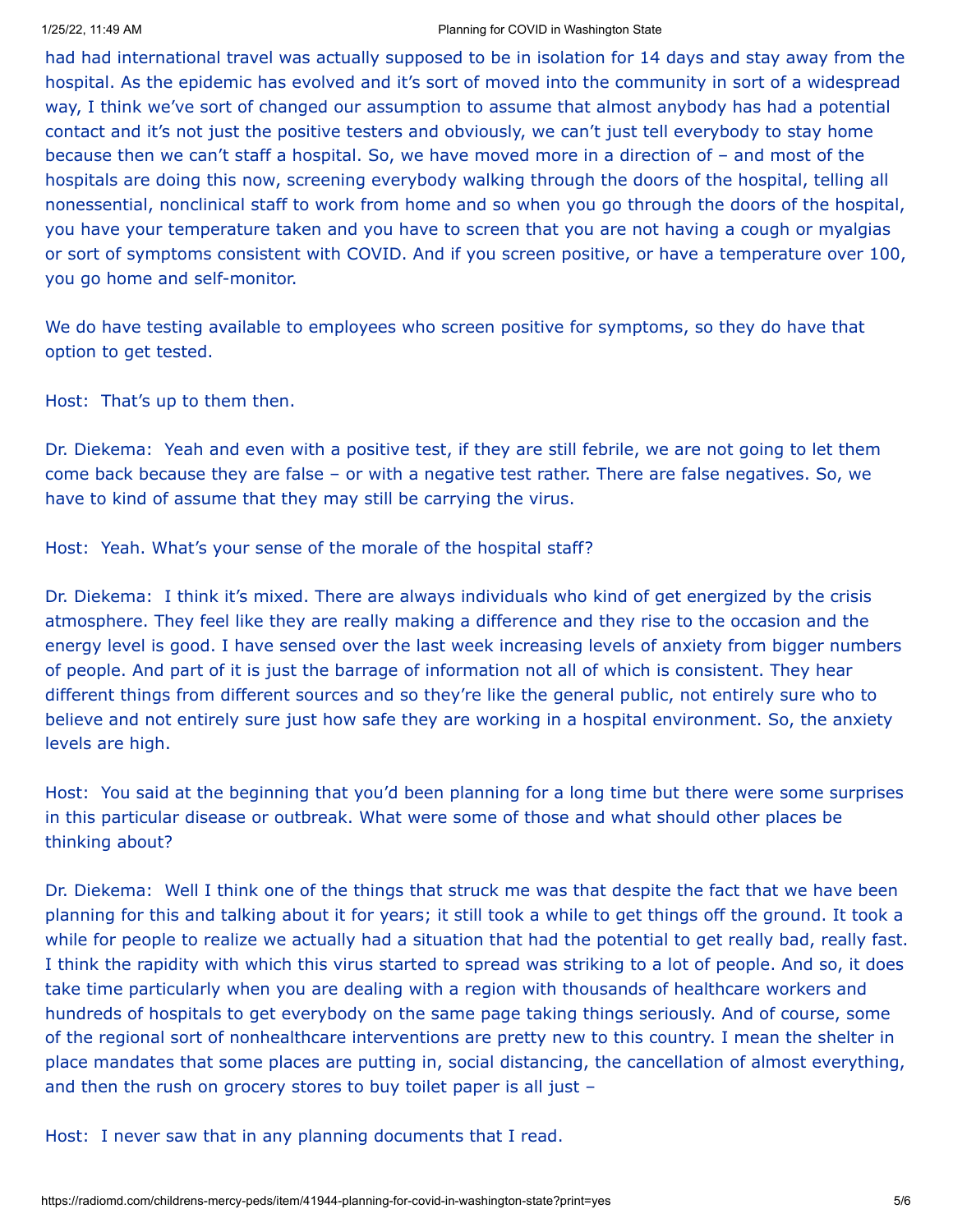had had international travel was actually supposed to be in isolation for 14 days and stay away from the hospital. As the epidemic has evolved and it's sort of moved into the community in sort of a widespread way, I think we've sort of changed our assumption to assume that almost anybody has had a potential contact and it's not just the positive testers and obviously, we can't just tell everybody to stay home because then we can't staff a hospital. So, we have moved more in a direction of – and most of the hospitals are doing this now, screening everybody walking through the doors of the hospital, telling all nonessential, nonclinical staff to work from home and so when you go through the doors of the hospital, you have your temperature taken and you have to screen that you are not having a cough or myalgias or sort of symptoms consistent with COVID. And if you screen positive, or have a temperature over 100, you go home and self-monitor.

We do have testing available to employees who screen positive for symptoms, so they do have that option to get tested.

Host: That's up to them then.

Dr. Diekema: Yeah and even with a positive test, if they are still febrile, we are not going to let them come back because they are false – or with a negative test rather. There are false negatives. So, we have to kind of assume that they may still be carrying the virus.

Host: Yeah. What's your sense of the morale of the hospital staff?

Dr. Diekema: I think it's mixed. There are always individuals who kind of get energized by the crisis atmosphere. They feel like they are really making a difference and they rise to the occasion and the energy level is good. I have sensed over the last week increasing levels of anxiety from bigger numbers of people. And part of it is just the barrage of information not all of which is consistent. They hear different things from different sources and so they're like the general public, not entirely sure who to believe and not entirely sure just how safe they are working in a hospital environment. So, the anxiety levels are high.

Host: You said at the beginning that you'd been planning for a long time but there were some surprises in this particular disease or outbreak. What were some of those and what should other places be thinking about?

Dr. Diekema: Well I think one of the things that struck me was that despite the fact that we have been planning for this and talking about it for years; it still took a while to get things off the ground. It took a while for people to realize we actually had a situation that had the potential to get really bad, really fast. I think the rapidity with which this virus started to spread was striking to a lot of people. And so, it does take time particularly when you are dealing with a region with thousands of healthcare workers and hundreds of hospitals to get everybody on the same page taking things seriously. And of course, some of the regional sort of nonhealthcare interventions are pretty new to this country. I mean the shelter in place mandates that some places are putting in, social distancing, the cancellation of almost everything, and then the rush on grocery stores to buy toilet paper is all just –

Host: I never saw that in any planning documents that I read.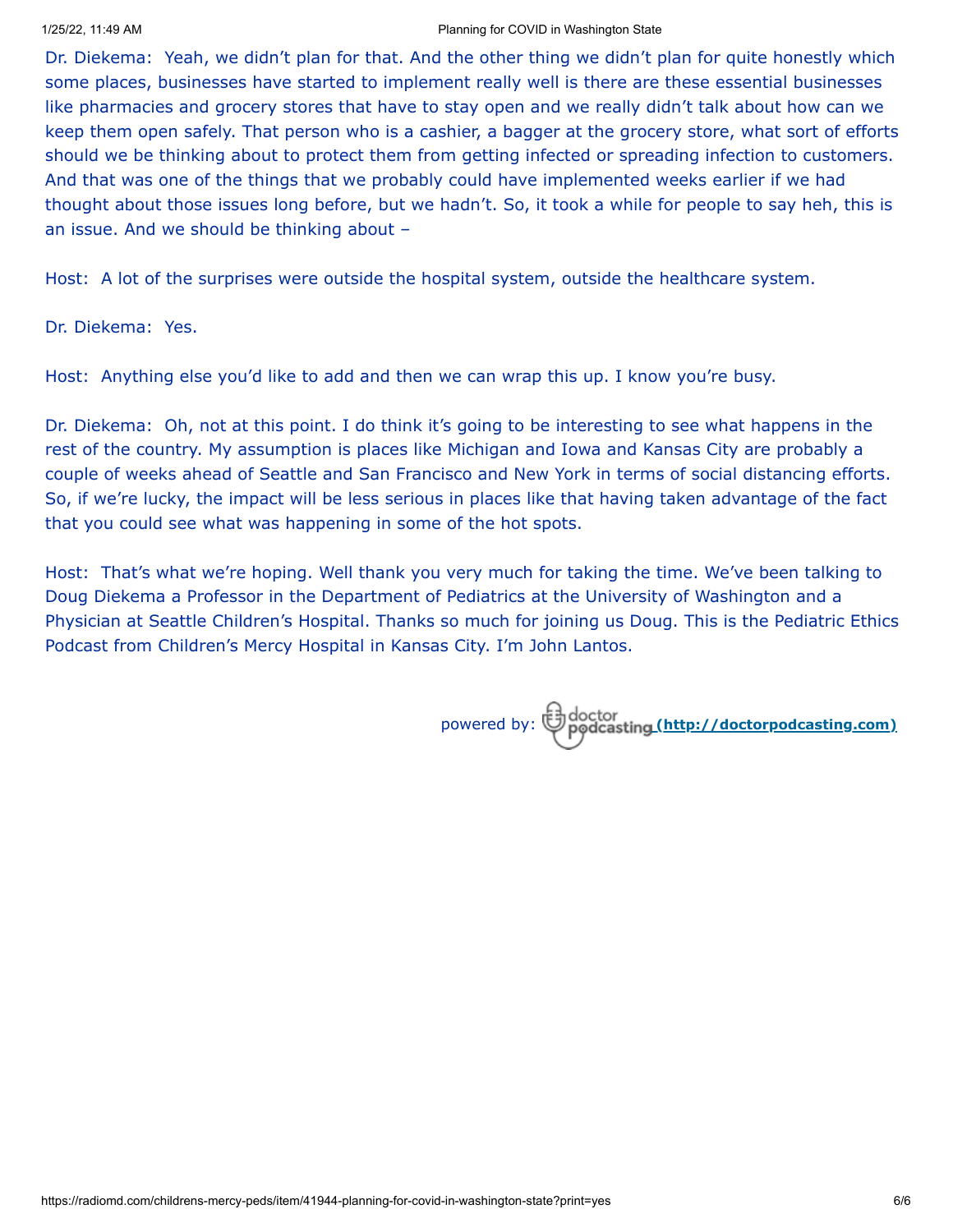Dr. Diekema: Yeah, we didn't plan for that. And the other thing we didn't plan for quite honestly which some places, businesses have started to implement really well is there are these essential businesses like pharmacies and grocery stores that have to stay open and we really didn't talk about how can we keep them open safely. That person who is a cashier, a bagger at the grocery store, what sort of efforts should we be thinking about to protect them from getting infected or spreading infection to customers. And that was one of the things that we probably could have implemented weeks earlier if we had thought about those issues long before, but we hadn't. So, it took a while for people to say heh, this is an issue. And we should be thinking about –

Host: A lot of the surprises were outside the hospital system, outside the healthcare system.

Dr. Diekema: Yes.

Host: Anything else you'd like to add and then we can wrap this up. I know you're busy.

Dr. Diekema: Oh, not at this point. I do think it's going to be interesting to see what happens in the rest of the country. My assumption is places like Michigan and Iowa and Kansas City are probably a couple of weeks ahead of Seattle and San Francisco and New York in terms of social distancing efforts. So, if we're lucky, the impact will be less serious in places like that having taken advantage of the fact that you could see what was happening in some of the hot spots.

Host: That's what we're hoping. Well thank you very much for taking the time. We've been talking to Doug Diekema a Professor in the Department of Pediatrics at the University of Washington and a Physician at Seattle Children's Hospital. Thanks so much for joining us Doug. This is the Pediatric Ethics Podcast from Children's Mercy Hospital in Kansas City. I'm John Lantos.

powered by: doctor podcasting (http://doctorpodcasting.com)